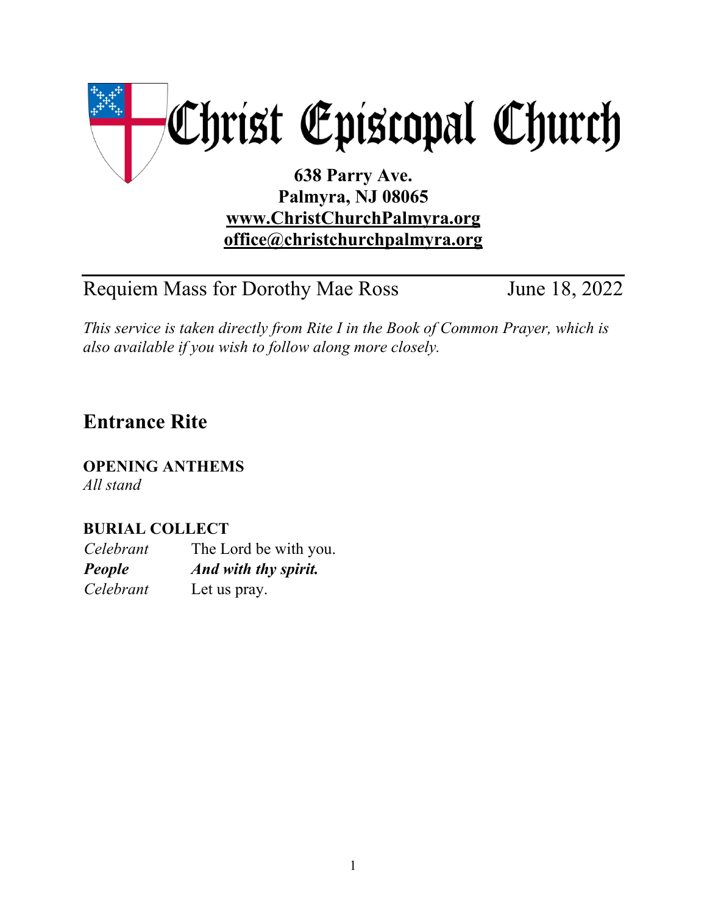# Christ Episcopal Church

**638 Parry Ave.**
**Palmyra, NJ 08065**
**[www.ChristChurchPalmyra.org](http://www.ChristChurchPalmyra.org)**
**[office@christchurchpalmyra.org](mailto:office@christchurchpalmyra.org)**

---

Requiem Mass for Dorothy Mae Ross — June 18, 2022

*This service is taken directly from Rite I in the Book of Common Prayer, which is also available if you wish to follow along more closely.*

## Entrance Rite

**OPENING ANTHEMS**
*All stand*

**BURIAL COLLECT**

*Celebrant* The Lord be with you.
***People*** ***And with thy spirit.***
*Celebrant* Let us pray.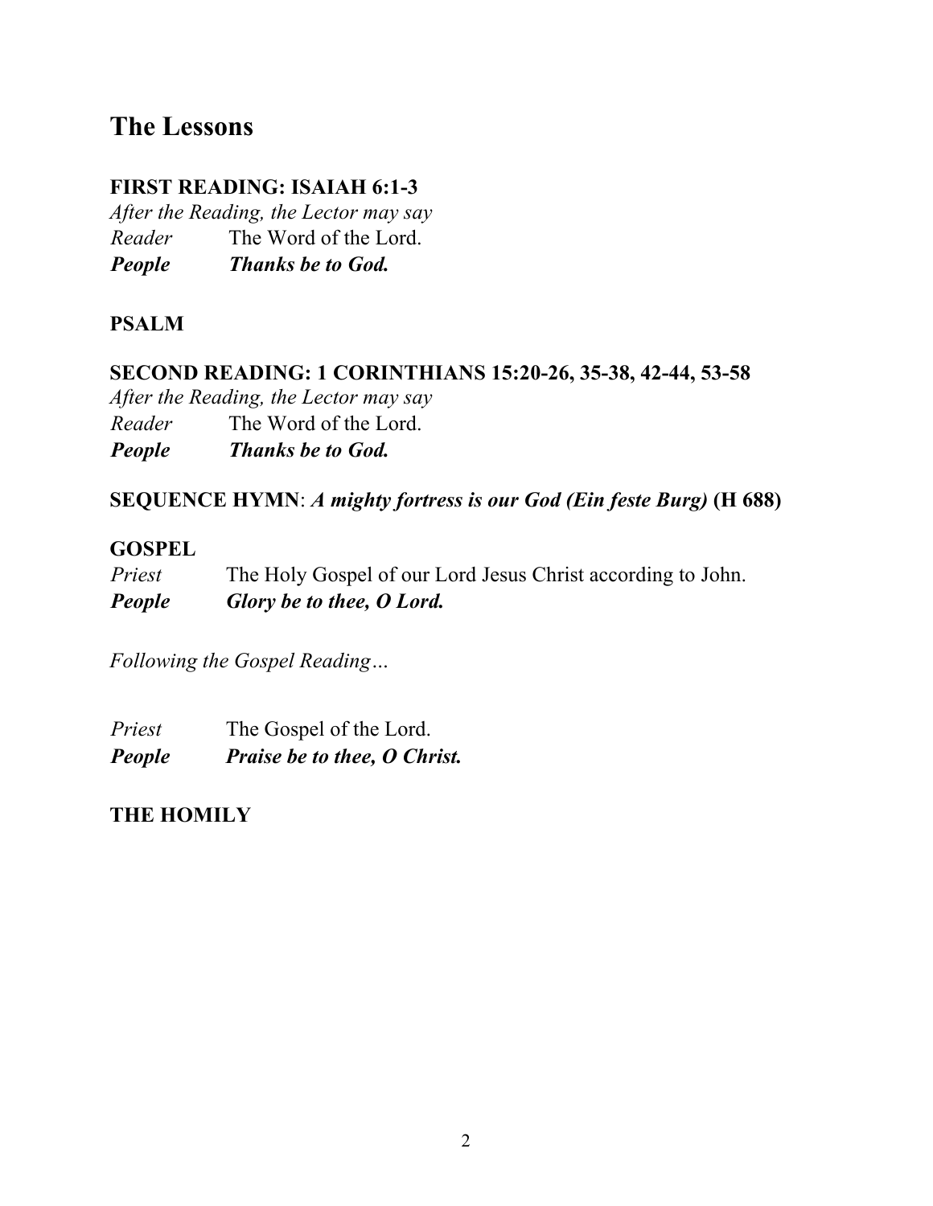## The Lessons

**FIRST READING: ISAIAH 6:1-3**

*After the Reading, the Lector may say*

*Reader* The Word of the Lord.

***People*** ***Thanks be to God.***

**PSALM**

**SECOND READING: 1 CORINTHIANS 15:20-26, 35-38, 42-44, 53-58**

*After the Reading, the Lector may say*

*Reader* The Word of the Lord.

***People*** ***Thanks be to God.***

**SEQUENCE HYMN**: ***A mighty fortress is our God (Ein feste Burg)*** **(H 688)**

**GOSPEL**

*Priest* The Holy Gospel of our Lord Jesus Christ according to John.

***People*** ***Glory be to thee, O Lord.***

*Following the Gospel Reading…*

*Priest* The Gospel of the Lord.

***People*** ***Praise be to thee, O Christ.***

**THE HOMILY**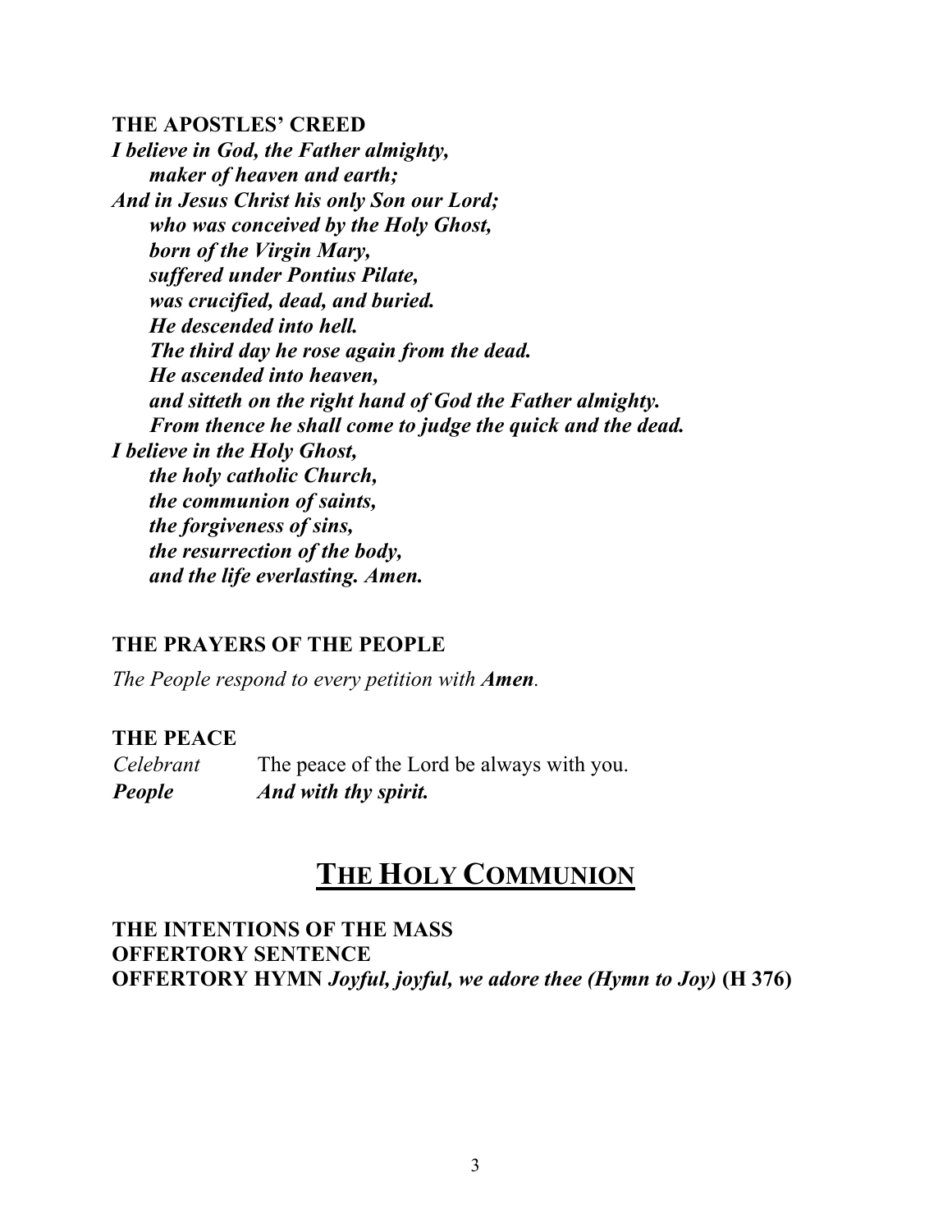**THE APOSTLES' CREED**

***I believe in God, the Father almighty,***
***maker of heaven and earth;***
***And in Jesus Christ his only Son our Lord;***
***who was conceived by the Holy Ghost,***
***born of the Virgin Mary,***
***suffered under Pontius Pilate,***
***was crucified, dead, and buried.***
***He descended into hell.***
***The third day he rose again from the dead.***
***He ascended into heaven,***
***and sitteth on the right hand of God the Father almighty.***
***From thence he shall come to judge the quick and the dead.***
***I believe in the Holy Ghost,***
***the holy catholic Church,***
***the communion of saints,***
***the forgiveness of sins,***
***the resurrection of the body,***
***and the life everlasting. Amen.***

**THE PRAYERS OF THE PEOPLE**

*The People respond to every petition with **Amen**.*

**THE PEACE**

*Celebrant* The peace of the Lord be always with you.
***People*** ***And with thy spirit.***

# THE HOLY COMMUNION

**THE INTENTIONS OF THE MASS**
**OFFERTORY SENTENCE**
**OFFERTORY HYMN** *Joyful, joyful, we adore thee (Hymn to Joy)* **(H 376)**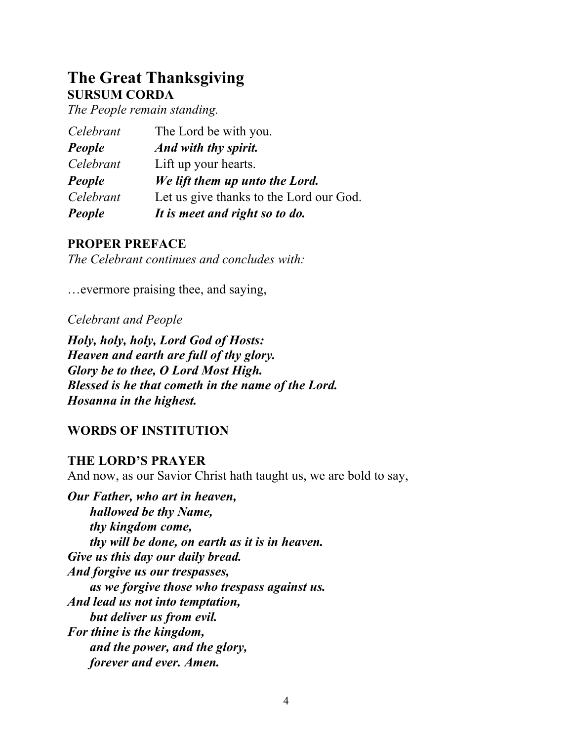# The Great Thanksgiving

### SURSUM CORDA

*The People remain standing.*

*Celebrant* The Lord be with you.
***People*** ***And with thy spirit.***
*Celebrant* Lift up your hearts.
***People*** ***We lift them up unto the Lord.***
*Celebrant* Let us give thanks to the Lord our God.
***People*** ***It is meet and right so to do.***

### PROPER PREFACE

*The Celebrant continues and concludes with:*

…evermore praising thee, and saying,

*Celebrant and People*

***Holy, holy, holy, Lord God of Hosts:***
***Heaven and earth are full of thy glory.***
***Glory be to thee, O Lord Most High.***
***Blessed is he that cometh in the name of the Lord.***
***Hosanna in the highest.***

### WORDS OF INSTITUTION

### THE LORD'S PRAYER

And now, as our Savior Christ hath taught us, we are bold to say,

***Our Father, who art in heaven,***
***hallowed be thy Name,***
***thy kingdom come,***
***thy will be done, on earth as it is in heaven.***
***Give us this day our daily bread.***
***And forgive us our trespasses,***
***as we forgive those who trespass against us.***
***And lead us not into temptation,***
***but deliver us from evil.***
***For thine is the kingdom,***
***and the power, and the glory,***
***forever and ever. Amen.***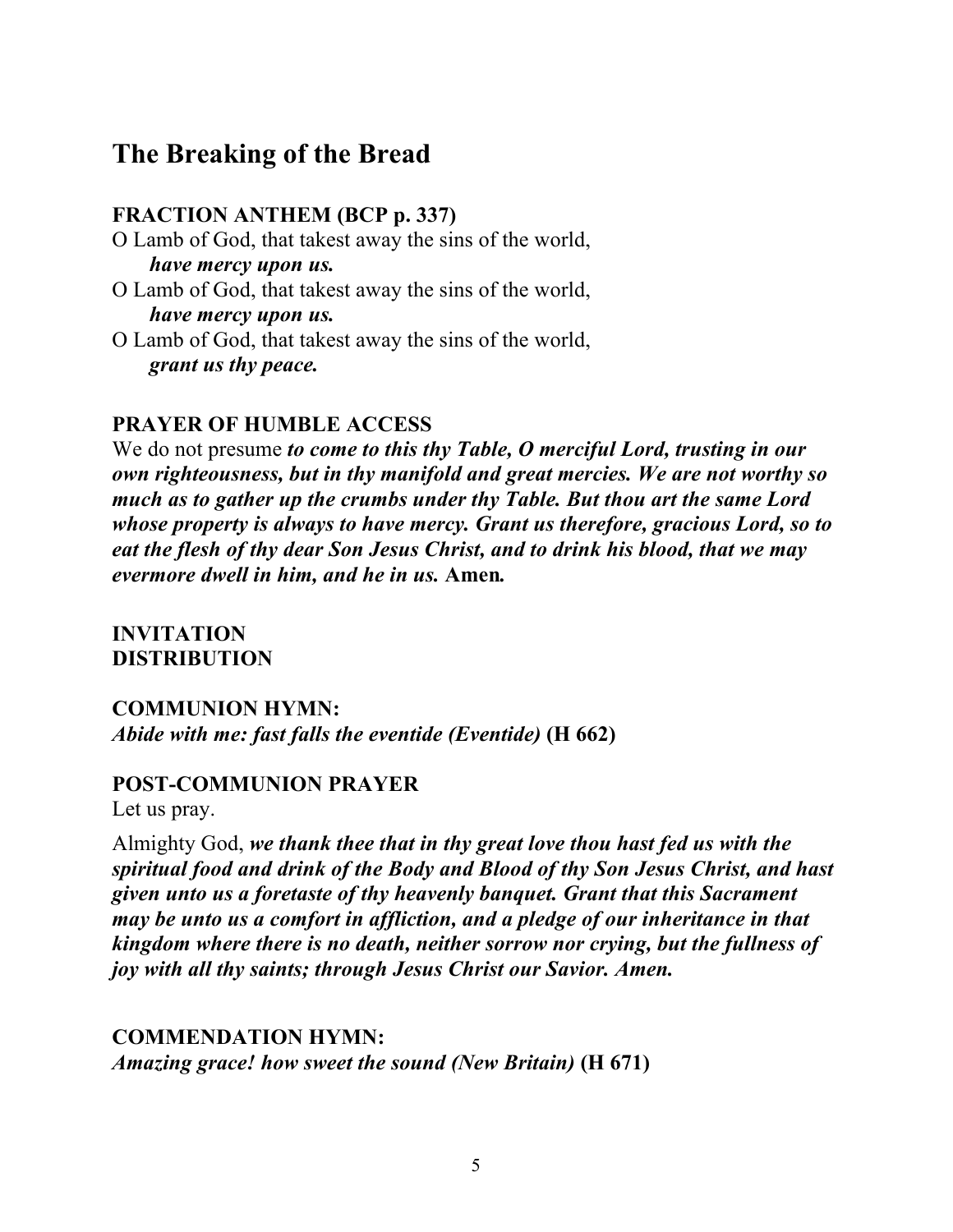## The Breaking of the Bread

**FRACTION ANTHEM (BCP p. 337)**

O Lamb of God, that takest away the sins of the world,
*have mercy upon us.*
O Lamb of God, that takest away the sins of the world,
*have mercy upon us.*
O Lamb of God, that takest away the sins of the world,
*grant us thy peace.*

**PRAYER OF HUMBLE ACCESS**

We do not presume ***to come to this thy Table, O merciful Lord, trusting in our own righteousness, but in thy manifold and great mercies. We are not worthy so much as to gather up the crumbs under thy Table. But thou art the same Lord whose property is always to have mercy. Grant us therefore, gracious Lord, so to eat the flesh of thy dear Son Jesus Christ, and to drink his blood, that we may evermore dwell in him, and he in us.*** **Amen.**

**INVITATION**
**DISTRIBUTION**

**COMMUNION HYMN:**
*Abide with me: fast falls the eventide (Eventide)* **(H 662)**

**POST-COMMUNION PRAYER**

Let us pray.

Almighty God, ***we thank thee that in thy great love thou hast fed us with the spiritual food and drink of the Body and Blood of thy Son Jesus Christ, and hast given unto us a foretaste of thy heavenly banquet. Grant that this Sacrament may be unto us a comfort in affliction, and a pledge of our inheritance in that kingdom where there is no death, neither sorrow nor crying, but the fullness of joy with all thy saints; through Jesus Christ our Savior. Amen.***

**COMMENDATION HYMN:**
*Amazing grace! how sweet the sound (New Britain)* **(H 671)**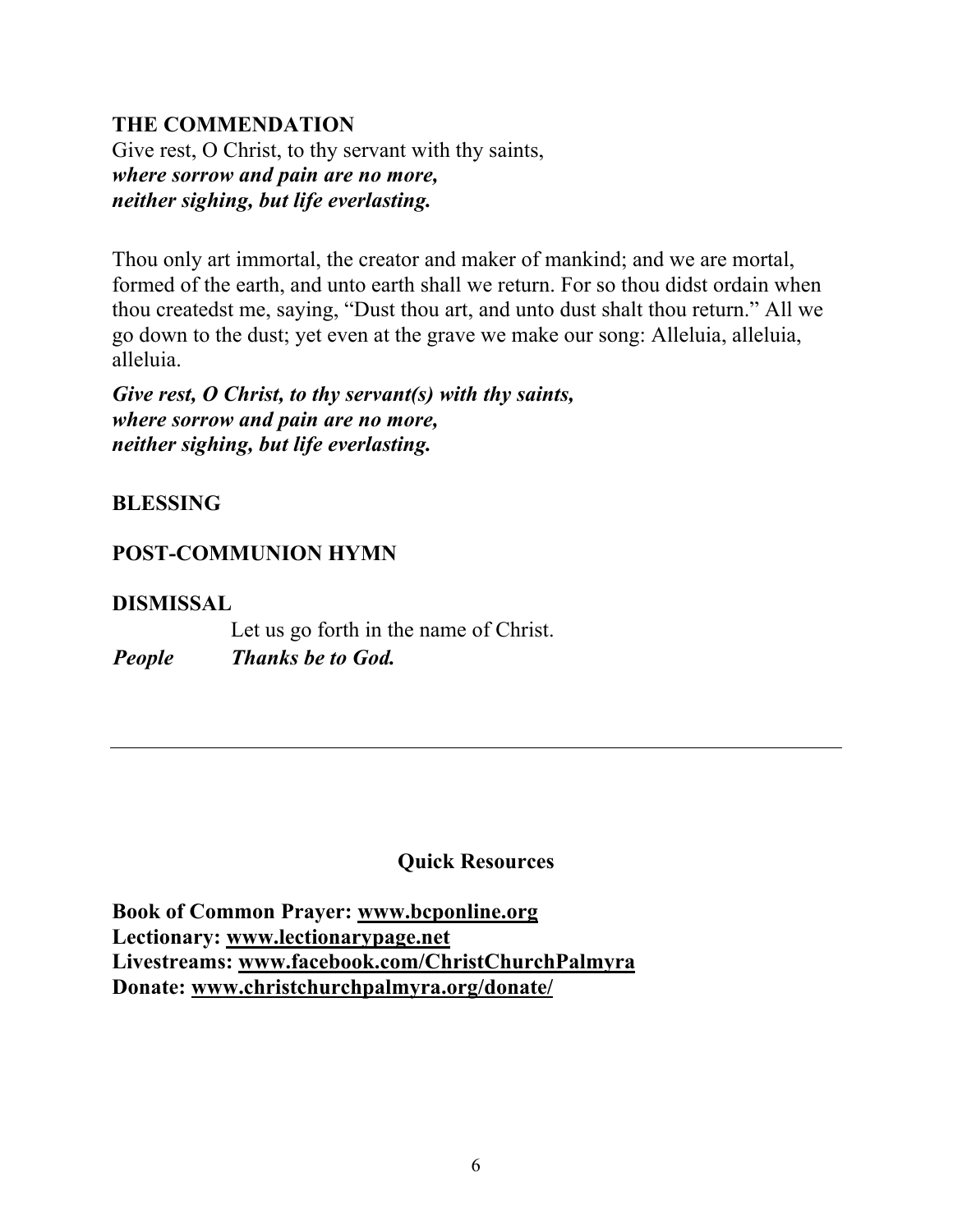**THE COMMENDATION**

Give rest, O Christ, to thy servant with thy saints,
***where sorrow and pain are no more,***
***neither sighing, but life everlasting.***

Thou only art immortal, the creator and maker of mankind; and we are mortal, formed of the earth, and unto earth shall we return. For so thou didst ordain when thou createdst me, saying, "Dust thou art, and unto dust shalt thou return." All we go down to the dust; yet even at the grave we make our song: Alleluia, alleluia, alleluia.

***Give rest, O Christ, to thy servant(s) with thy saints,***
***where sorrow and pain are no more,***
***neither sighing, but life everlasting.***

**BLESSING**

**POST-COMMUNION HYMN**

**DISMISSAL**

Let us go forth in the name of Christ.

***People*** ***Thanks be to God.***

---

**Quick Resources**

**Book of Common Prayer: www.bcponline.org**
**Lectionary: www.lectionarypage.net**
**Livestreams: www.facebook.com/ChristChurchPalmyra**
**Donate: www.christchurchpalmyra.org/donate/**